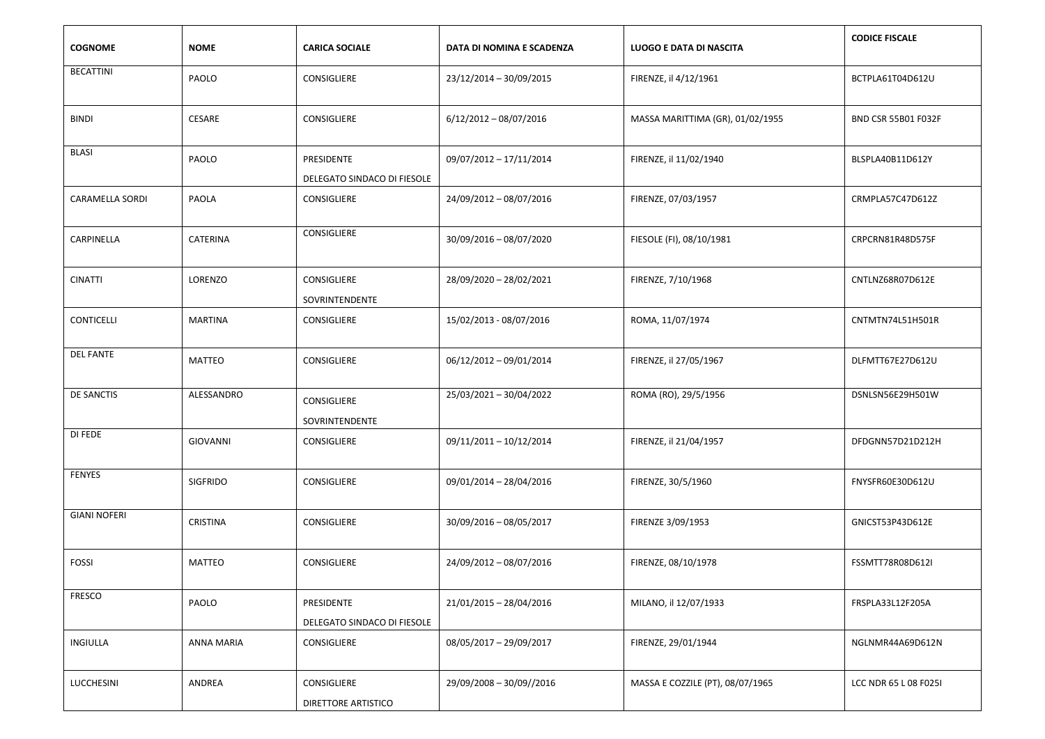| COGNOME | NOME | CARICA SOCIALE | DATA DI NOMINA E SCADENZA | LUOGO E DATA DI NASCITA | CODICE FISCALE |
|---|---|---|---|---|---|
| BECATTINI | PAOLO | CONSIGLIERE | 23/12/2014 – 30/09/2015 | FIRENZE, il 4/12/1961 | BCTPLA61T04D612U |
| BINDI | CESARE | CONSIGLIERE | 6/12/2012 – 08/07/2016 | MASSA MARITTIMA (GR), 01/02/1955 | BND CSR 55B01 F032F |
| BLASI | PAOLO | PRESIDENTE DELEGATO SINDACO DI FIESOLE | 09/07/2012 – 17/11/2014 | FIRENZE, il 11/02/1940 | BLSPLA40B11D612Y |
| CARAMELLA SORDI | PAOLA | CONSIGLIERE | 24/09/2012 – 08/07/2016 | FIRENZE, 07/03/1957 | CRMPLA57C47D612Z |
| CARPINELLA | CATERINA | CONSIGLIERE | 30/09/2016 – 08/07/2020 | FIESOLE (FI), 08/10/1981 | CRPCRN81R48D575F |
| CINATTI | LORENZO | CONSIGLIERE SOVRINTENDENTE | 28/09/2020 – 28/02/2021 | FIRENZE, 7/10/1968 | CNTLNZ68R07D612E |
| CONTICELLI | MARTINA | CONSIGLIERE | 15/02/2013 - 08/07/2016 | ROMA, 11/07/1974 | CNTMTN74L51H501R |
| DEL FANTE | MATTEO | CONSIGLIERE | 06/12/2012 – 09/01/2014 | FIRENZE, il 27/05/1967 | DLFMTT67E27D612U |
| DE SANCTIS | ALESSANDRO | CONSIGLIERE SOVRINTENDENTE | 25/03/2021 – 30/04/2022 | ROMA (RO), 29/5/1956 | DSNLSN56E29H501W |
| DI FEDE | GIOVANNI | CONSIGLIERE | 09/11/2011 – 10/12/2014 | FIRENZE, il 21/04/1957 | DFDGNN57D21D212H |
| FENYES | SIGFRIDO | CONSIGLIERE | 09/01/2014 – 28/04/2016 | FIRENZE, 30/5/1960 | FNYSFR60E30D612U |
| GIANI NOFERI | CRISTINA | CONSIGLIERE | 30/09/2016 – 08/05/2017 | FIRENZE 3/09/1953 | GNICST53P43D612E |
| FOSSI | MATTEO | CONSIGLIERE | 24/09/2012 – 08/07/2016 | FIRENZE, 08/10/1978 | FSSMTT78R08D612I |
| FRESCO | PAOLO | PRESIDENTE DELEGATO SINDACO DI FIESOLE | 21/01/2015 – 28/04/2016 | MILANO, il 12/07/1933 | FRSPLA33L12F205A |
| INGIULLA | ANNA MARIA | CONSIGLIERE | 08/05/2017 – 29/09/2017 | FIRENZE, 29/01/1944 | NGLNMR44A69D612N |
| LUCCHESINI | ANDREA | CONSIGLIERE DIRETTORE ARTISTICO | 29/09/2008 – 30/09//2016 | MASSA E COZZILE (PT), 08/07/1965 | LCC NDR 65 L 08 F025I |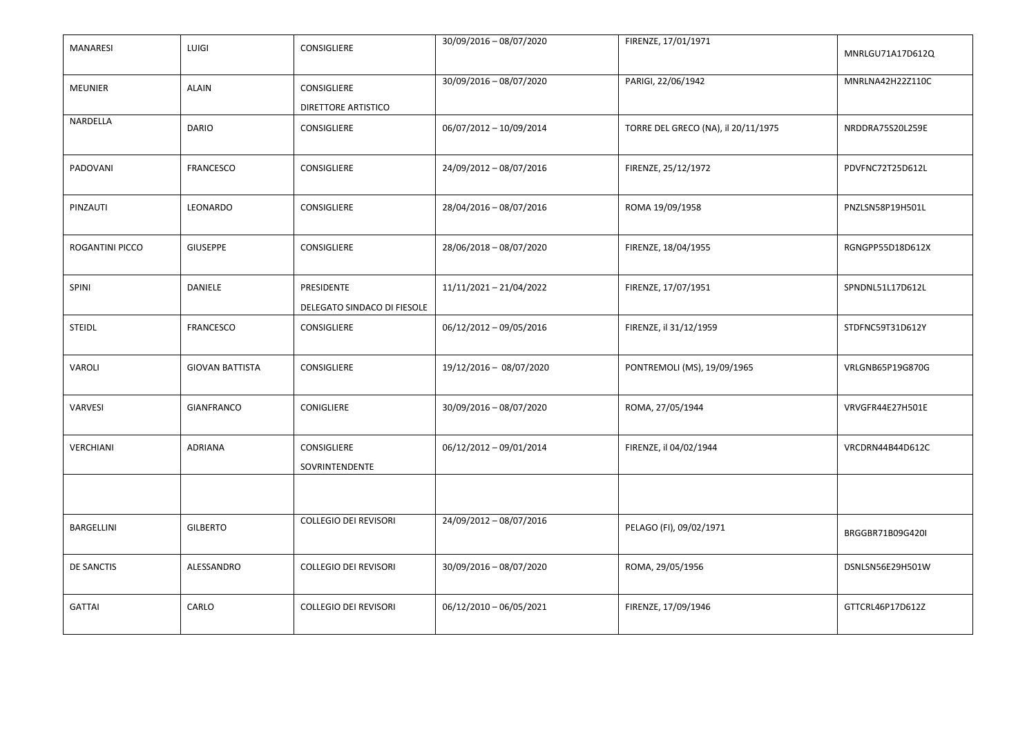| | | | | | |
|---|---|---|---|---|---|
| MANARESI | LUIGI | CONSIGLIERE | 30/09/2016 – 08/07/2020 | FIRENZE, 17/01/1971 | MNRLGU71A17D612Q |
| MEUNIER | ALAIN | CONSIGLIERE<br>DIRETTORE ARTISTICO | 30/09/2016 – 08/07/2020 | PARIGI, 22/06/1942 | MNRLNA42H22Z110C |
| NARDELLA | DARIO | CONSIGLIERE | 06/07/2012 – 10/09/2014 | TORRE DEL GRECO (NA), il 20/11/1975 | NRDDRA75S20L259E |
| PADOVANI | FRANCESCO | CONSIGLIERE | 24/09/2012 – 08/07/2016 | FIRENZE, 25/12/1972 | PDVFNC72T25D612L |
| PINZAUTI | LEONARDO | CONSIGLIERE | 28/04/2016 – 08/07/2016 | ROMA 19/09/1958 | PNZLSN58P19H501L |
| ROGANTINI PICCO | GIUSEPPE | CONSIGLIERE | 28/06/2018 – 08/07/2020 | FIRENZE, 18/04/1955 | RGNGPP55D18D612X |
| SPINI | DANIELE | PRESIDENTE<br>DELEGATO SINDACO DI FIESOLE | 11/11/2021 – 21/04/2022 | FIRENZE, 17/07/1951 | SPNDNL51L17D612L |
| STEIDL | FRANCESCO | CONSIGLIERE | 06/12/2012 – 09/05/2016 | FIRENZE, il 31/12/1959 | STDFNC59T31D612Y |
| VAROLI | GIOVAN BATTISTA | CONSIGLIERE | 19/12/2016 – 08/07/2020 | PONTREMOLI (MS), 19/09/1965 | VRLGNB65P19G870G |
| VARVESI | GIANFRANCO | CONIGLIERE | 30/09/2016 – 08/07/2020 | ROMA, 27/05/1944 | VRVGFR44E27H501E |
| VERCHIANI | ADRIANA | CONSIGLIERE<br>SOVRINTENDENTE | 06/12/2012 – 09/01/2014 | FIRENZE, il 04/02/1944 | VRCDRN44B44D612C |
| | | | | | |
| BARGELLINI | GILBERTO | COLLEGIO DEI REVISORI | 24/09/2012 – 08/07/2016 | PELAGO (FI), 09/02/1971 | BRGGBR71B09G420I |
| DE SANCTIS | ALESSANDRO | COLLEGIO DEI REVISORI | 30/09/2016 – 08/07/2020 | ROMA, 29/05/1956 | DSNLSN56E29H501W |
| GATTAI | CARLO | COLLEGIO DEI REVISORI | 06/12/2010 – 06/05/2021 | FIRENZE, 17/09/1946 | GTTCRL46P17D612Z |